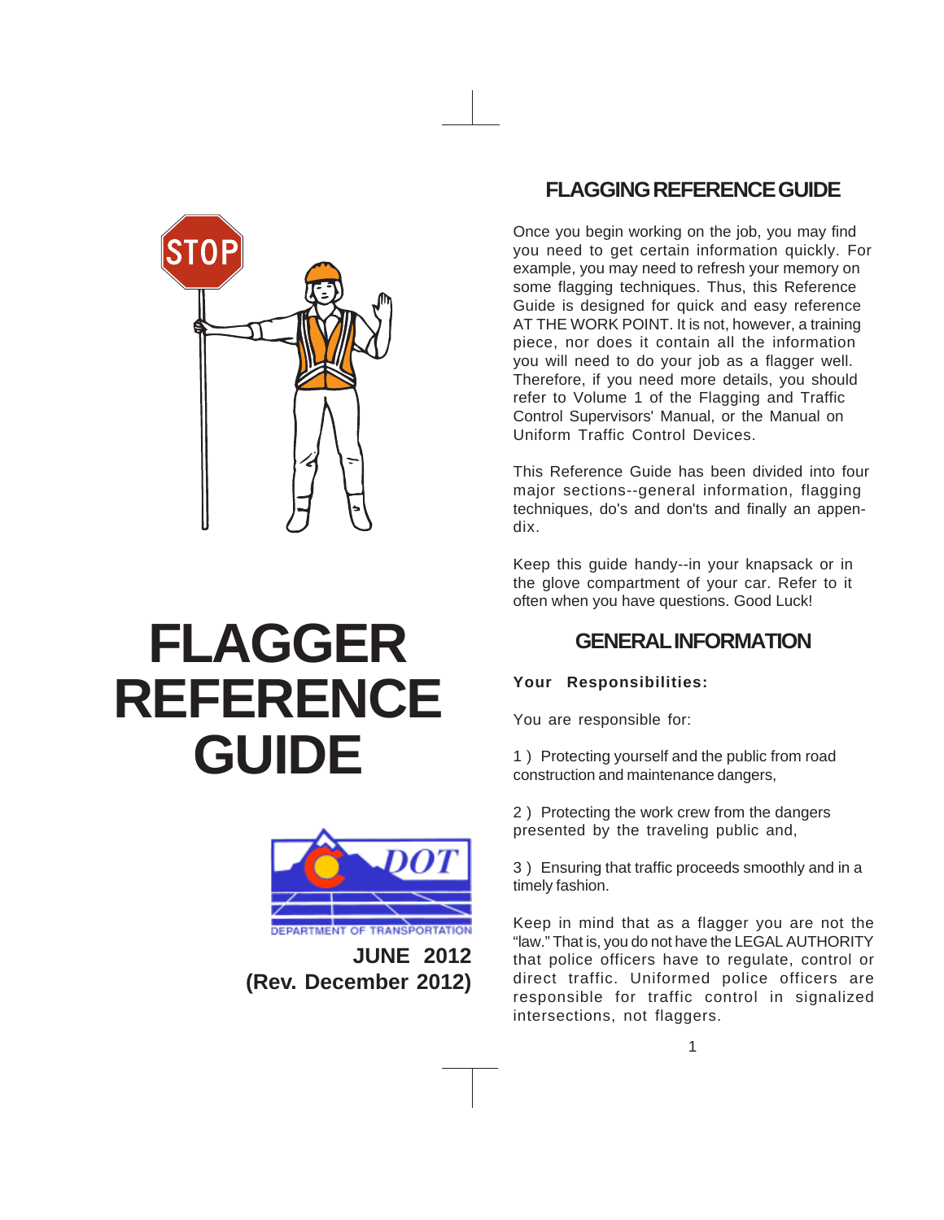# FLAGGER REFERENCE GUIDE

DEPARTMENT OF TRANSPORTATION

**JUNE 2012**
**(Rev. December 2012)**

## FLAGGING REFERENCE GUIDE

Once you begin working on the job, you may find you need to get certain information quickly. For example, you may need to refresh your memory on some flagging techniques. Thus, this Reference Guide is designed for quick and easy reference AT THE WORK POINT. It is not, however, a training piece, nor does it contain all the information you will need to do your job as a flagger well. Therefore, if you need more details, you should refer to Volume 1 of the Flagging and Traffic Control Supervisors' Manual, or the Manual on Uniform Traffic Control Devices.

This Reference Guide has been divided into four major sections--general information, flagging techniques, do's and don'ts and finally an appendix.

Keep this guide handy--in your knapsack or in the glove compartment of your car. Refer to it often when you have questions. Good Luck!

## GENERAL INFORMATION

**Your Responsibilities:**

You are responsible for:

1 ) Protecting yourself and the public from road construction and maintenance dangers,

2 ) Protecting the work crew from the dangers presented by the traveling public and,

3 ) Ensuring that traffic proceeds smoothly and in a timely fashion.

Keep in mind that as a flagger you are not the "law." That is, you do not have the LEGAL AUTHORITY that police officers have to regulate, control or direct traffic. Uniformed police officers are responsible for traffic control in signalized intersections, not flaggers.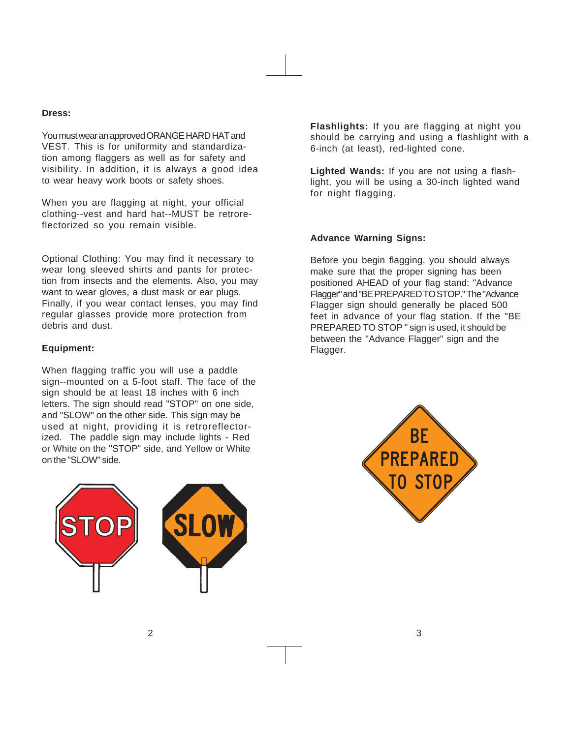**Dress:**

You must wear an approved ORANGE HARD HAT and VEST. This is for uniformity and standardization among flaggers as well as for safety and visibility. In addition, it is always a good idea to wear heavy work boots or safety shoes.

When you are flagging at night, your official clothing--vest and hard hat--MUST be retroreflectorized so you remain visible.

Optional Clothing: You may find it necessary to wear long sleeved shirts and pants for protection from insects and the elements. Also, you may want to wear gloves, a dust mask or ear plugs. Finally, if you wear contact lenses, you may find regular glasses provide more protection from debris and dust.

**Equipment:**

When flagging traffic you will use a paddle sign--mounted on a 5-foot staff. The face of the sign should be at least 18 inches with 6 inch letters. The sign should read "STOP" on one side, and "SLOW" on the other side. This sign may be used at night, providing it is retroreflectorized. The paddle sign may include lights - Red or White on the "STOP" side, and Yellow or White on the "SLOW" side.

**Flashlights:** If you are flagging at night you should be carrying and using a flashlight with a 6-inch (at least), red-lighted cone.

**Lighted Wands:** If you are not using a flashlight, you will be using a 30-inch lighted wand for night flagging.

**Advance Warning Signs:**

Before you begin flagging, you should always make sure that the proper signing has been positioned AHEAD of your flag stand: "Advance Flagger" and "BE PREPARED TO STOP." The "Advance Flagger sign should generally be placed 500 feet in advance of your flag station. If the "BE PREPARED TO STOP " sign is used, it should be between the "Advance Flagger" sign and the Flagger.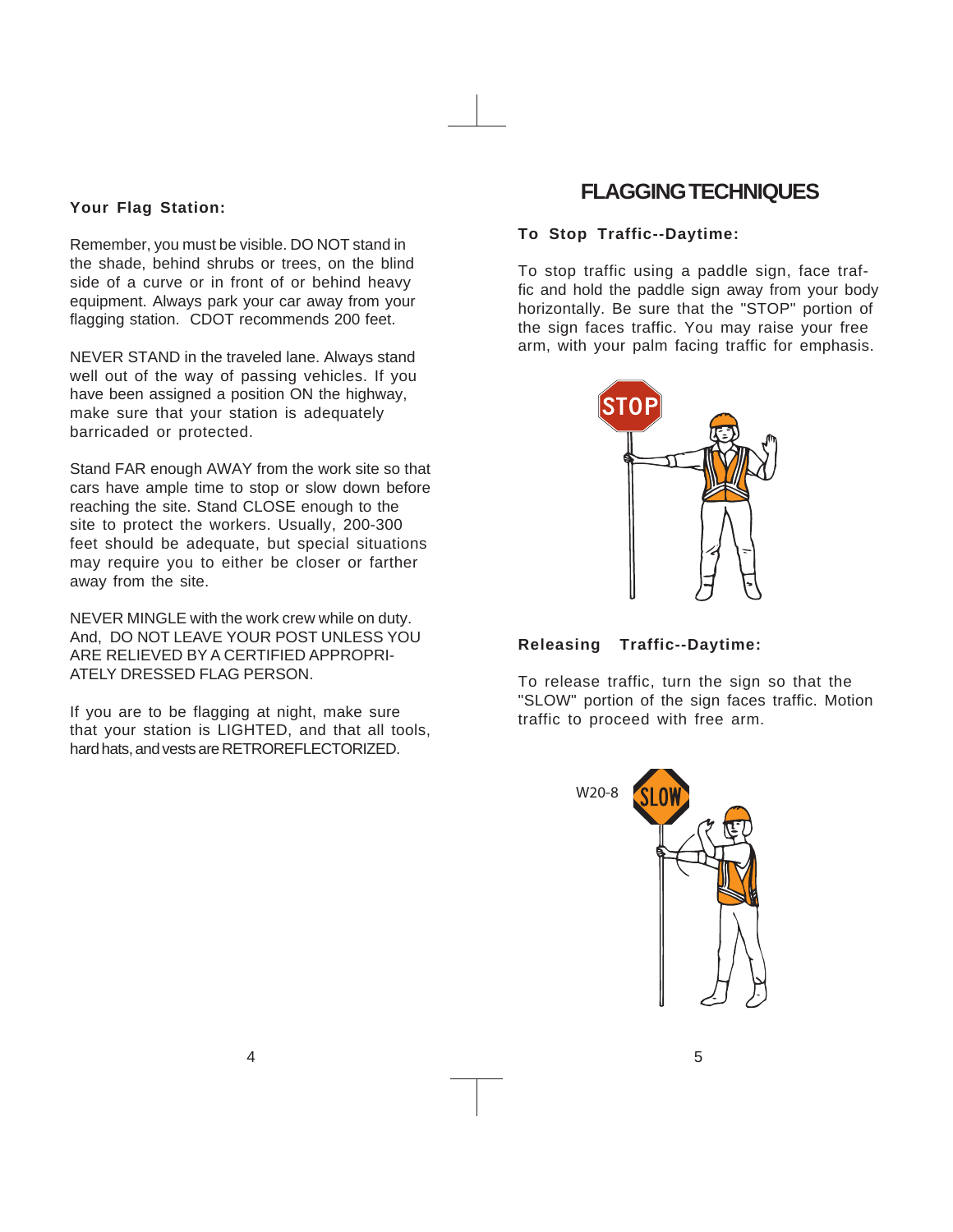### Your Flag Station:

Remember, you must be visible. DO NOT stand in the shade, behind shrubs or trees, on the blind side of a curve or in front of or behind heavy equipment. Always park your car away from your flagging station. CDOT recommends 200 feet.

NEVER STAND in the traveled lane. Always stand well out of the way of passing vehicles. If you have been assigned a position ON the highway, make sure that your station is adequately barricaded or protected.

Stand FAR enough AWAY from the work site so that cars have ample time to stop or slow down before reaching the site. Stand CLOSE enough to the site to protect the workers. Usually, 200-300 feet should be adequate, but special situations may require you to either be closer or farther away from the site.

NEVER MINGLE with the work crew while on duty. And, DO NOT LEAVE YOUR POST UNLESS YOU ARE RELIEVED BY A CERTIFIED APPROPRIATELY DRESSED FLAG PERSON.

If you are to be flagging at night, make sure that your station is LIGHTED, and that all tools, hard hats, and vests are RETROREFLECTORIZED.

## FLAGGING TECHNIQUES

### To Stop Traffic--Daytime:

To stop traffic using a paddle sign, face traffic and hold the paddle sign away from your body horizontally. Be sure that the "STOP" portion of the sign faces traffic. You may raise your free arm, with your palm facing traffic for emphasis.

### Releasing Traffic--Daytime:

To release traffic, turn the sign so that the "SLOW" portion of the sign faces traffic. Motion traffic to proceed with free arm.

W20-8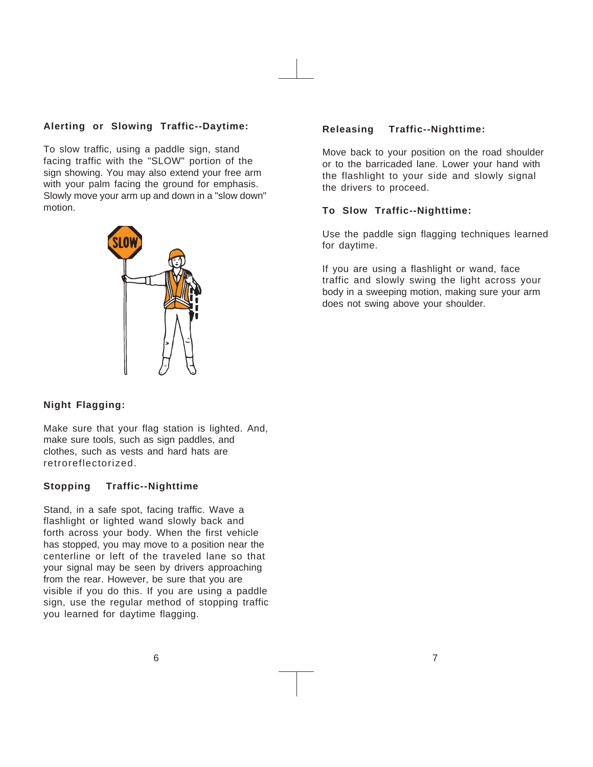### Alerting or Slowing Traffic--Daytime:

To slow traffic, using a paddle sign, stand facing traffic with the "SLOW" portion of the sign showing. You may also extend your free arm with your palm facing the ground for emphasis. Slowly move your arm up and down in a "slow down" motion.

### Night Flagging:

Make sure that your flag station is lighted. And, make sure tools, such as sign paddles, and clothes, such as vests and hard hats are retroreflectorized.

### Stopping Traffic--Nighttime

Stand, in a safe spot, facing traffic. Wave a flashlight or lighted wand slowly back and forth across your body. When the first vehicle has stopped, you may move to a position near the centerline or left of the traveled lane so that your signal may be seen by drivers approaching from the rear. However, be sure that you are visible if you do this. If you are using a paddle sign, use the regular method of stopping traffic you learned for daytime flagging.

### Releasing Traffic--Nighttime:

Move back to your position on the road shoulder or to the barricaded lane. Lower your hand with the flashlight to your side and slowly signal the drivers to proceed.

### To Slow Traffic--Nighttime:

Use the paddle sign flagging techniques learned for daytime.

If you are using a flashlight or wand, face traffic and slowly swing the light across your body in a sweeping motion, making sure your arm does not swing above your shoulder.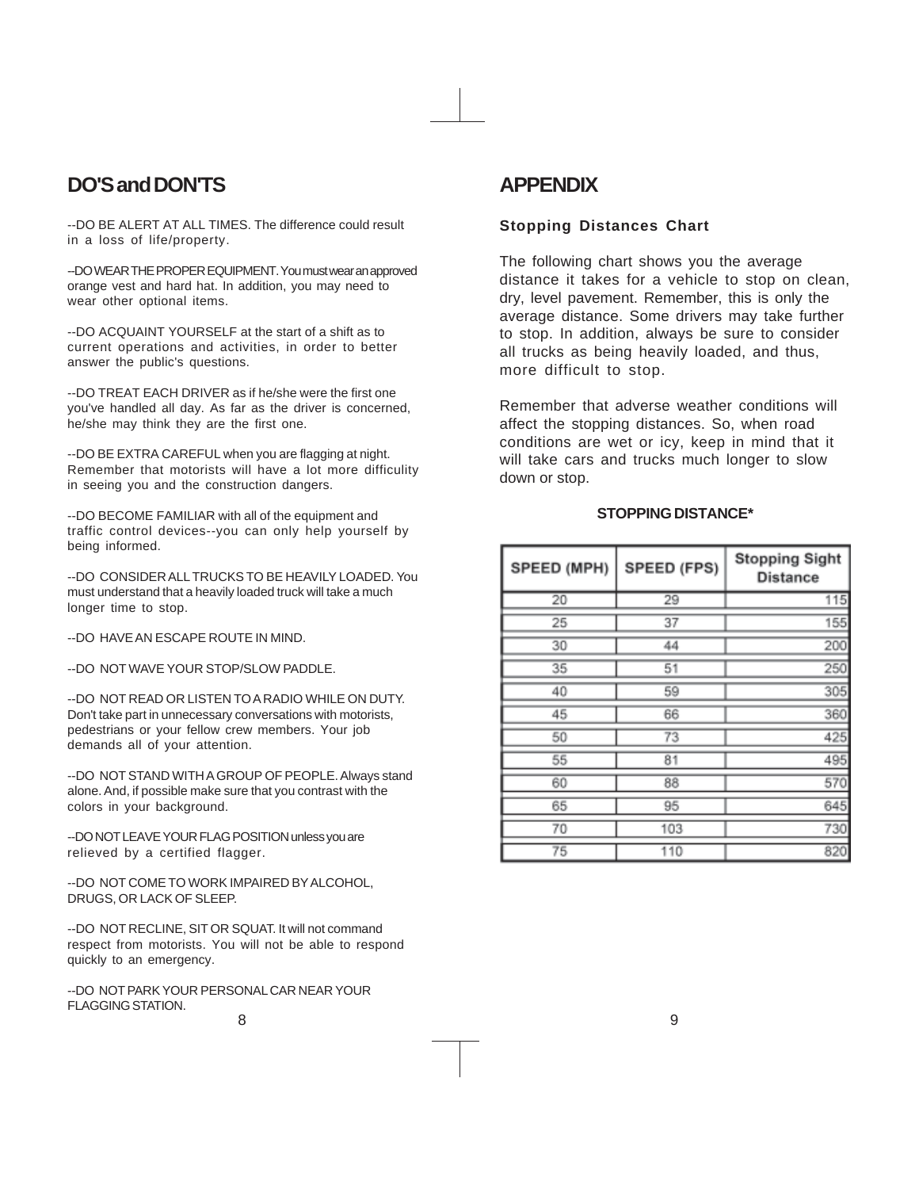## DO'S and DON'TS

--DO BE ALERT AT ALL TIMES. The difference could result in a loss of life/property.

--DO WEAR THE PROPER EQUIPMENT. You must wear an approved orange vest and hard hat. In addition, you may need to wear other optional items.

--DO ACQUAINT YOURSELF at the start of a shift as to current operations and activities, in order to better answer the public's questions.

--DO TREAT EACH DRIVER as if he/she were the first one you've handled all day. As far as the driver is concerned, he/she may think they are the first one.

--DO BE EXTRA CAREFUL when you are flagging at night. Remember that motorists will have a lot more difficulty in seeing you and the construction dangers.

--DO BECOME FAMILIAR with all of the equipment and traffic control devices--you can only help yourself by being informed.

--DO CONSIDER ALL TRUCKS TO BE HEAVILY LOADED. You must understand that a heavily loaded truck will take a much longer time to stop.

--DO HAVE AN ESCAPE ROUTE IN MIND.

--DO NOT WAVE YOUR STOP/SLOW PADDLE.

--DO NOT READ OR LISTEN TO A RADIO WHILE ON DUTY. Don't take part in unnecessary conversations with motorists, pedestrians or your fellow crew members. Your job demands all of your attention.

--DO NOT STAND WITH A GROUP OF PEOPLE. Always stand alone. And, if possible make sure that you contrast with the colors in your background.

--DO NOT LEAVE YOUR FLAG POSITION unless you are relieved by a certified flagger.

--DO NOT COME TO WORK IMPAIRED BY ALCOHOL, DRUGS, OR LACK OF SLEEP.

--DO NOT RECLINE, SIT OR SQUAT. It will not command respect from motorists. You will not be able to respond quickly to an emergency.

--DO NOT PARK YOUR PERSONAL CAR NEAR YOUR FLAGGING STATION.

## APPENDIX

### Stopping Distances Chart

The following chart shows you the average distance it takes for a vehicle to stop on clean, dry, level pavement. Remember, this is only the average distance. Some drivers may take further to stop. In addition, always be sure to consider all trucks as being heavily loaded, and thus, more difficult to stop.

Remember that adverse weather conditions will affect the stopping distances. So, when road conditions are wet or icy, keep in mind that it will take cars and trucks much longer to slow down or stop.

**STOPPING DISTANCE***

| SPEED (MPH) | SPEED (FPS) | Stopping Sight Distance |
|---|---|---|
| 20 | 29 | 115 |
| 25 | 37 | 155 |
| 30 | 44 | 200 |
| 35 | 51 | 250 |
| 40 | 59 | 305 |
| 45 | 66 | 360 |
| 50 | 73 | 425 |
| 55 | 81 | 495 |
| 60 | 88 | 570 |
| 65 | 95 | 645 |
| 70 | 103 | 730 |
| 75 | 110 | 820 |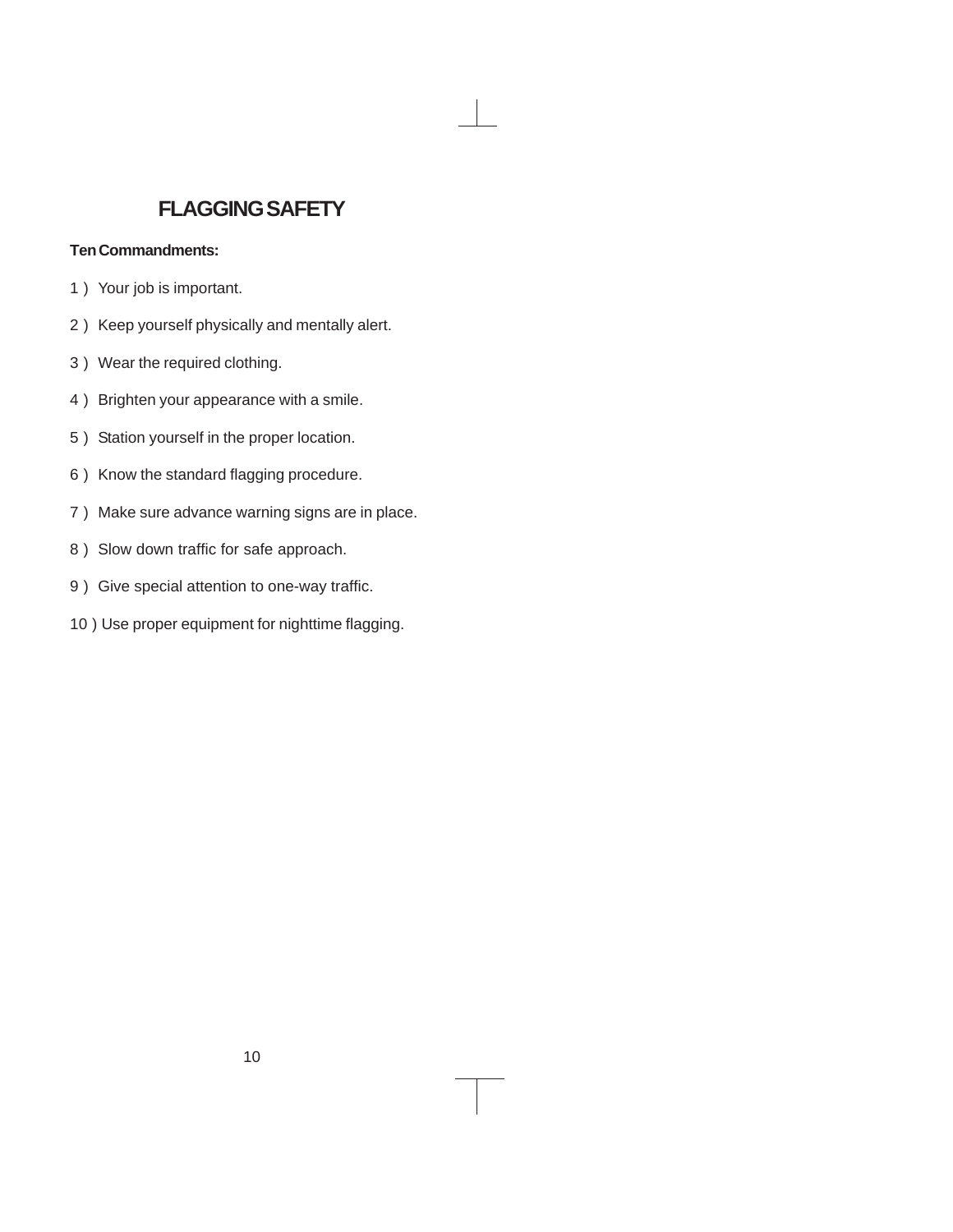# FLAGGING SAFETY

**Ten Commandments:**

1 ) Your job is important.

2 ) Keep yourself physically and mentally alert.

3 ) Wear the required clothing.

4 ) Brighten your appearance with a smile.

5 ) Station yourself in the proper location.

6 ) Know the standard flagging procedure.

7 ) Make sure advance warning signs are in place.

8 ) Slow down traffic for safe approach.

9 ) Give special attention to one-way traffic.

10 ) Use proper equipment for nighttime flagging.